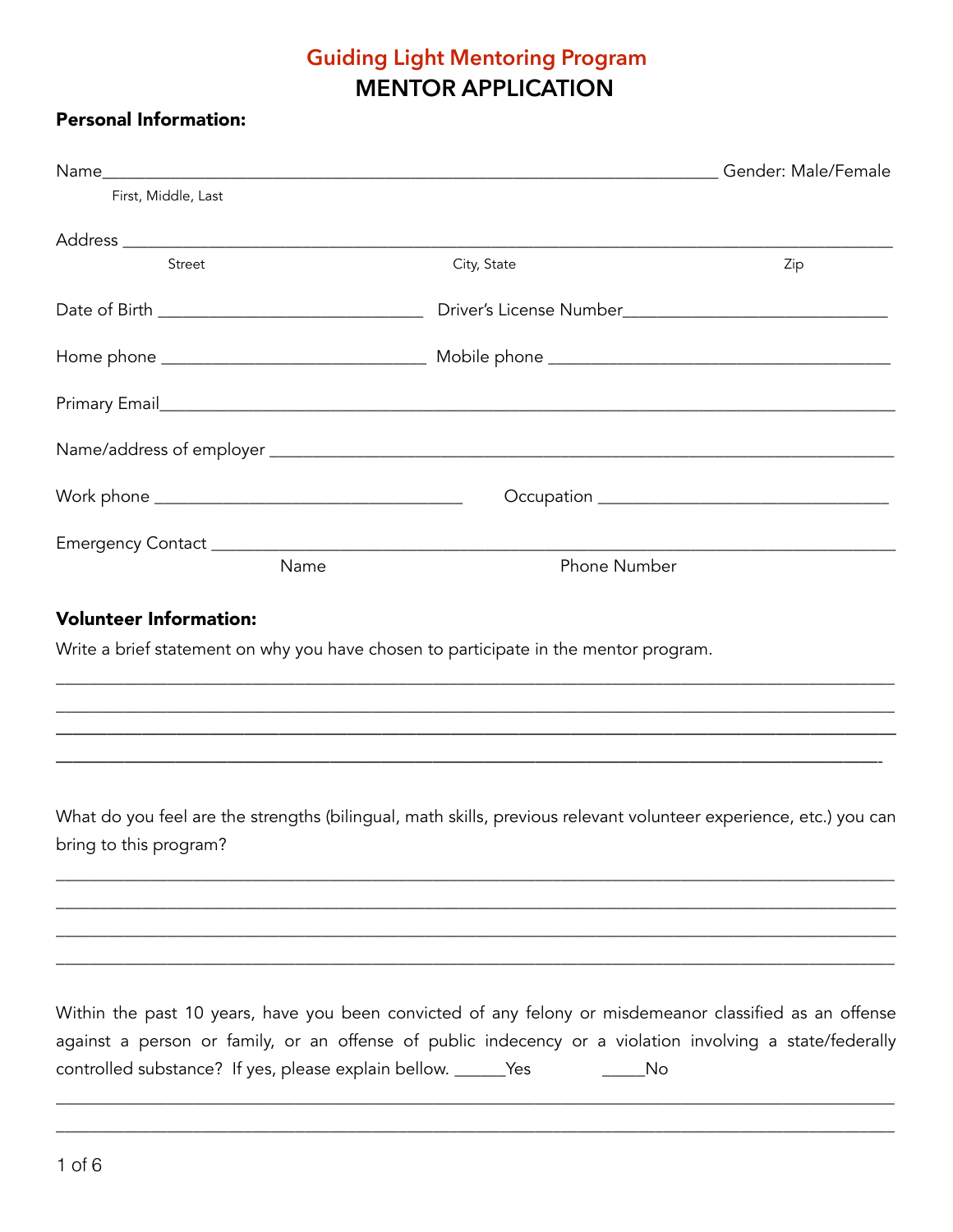## Guiding Light Mentoring Program

# MENTOR APPLICATION

**Personal Information:**

Name_______________________________________________________________ Gender: Male/Female
First, Middle, Last

Address ______________________________________________________________________________
Street City, State Zip

Date of Birth ____________________________ Driver's License Number____________________________

Home phone ____________________________ Mobile phone ___________________________________

Primary Email___________________________________________________________________________

Name/address of employer _______________________________________________________________

Work phone __________________________________ Occupation _________________________________

Emergency Contact ______________________________________________________________________
Name Phone Number

**Volunteer Information:**

Write a brief statement on why you have chosen to participate in the mentor program.

______________________________________________________________________________________

______________________________________________________________________________________

______________________________________________________________________________________

______________________________________________________________________________________

What do you feel are the strengths (bilingual, math skills, previous relevant volunteer experience, etc.) you can bring to this program?

______________________________________________________________________________________

______________________________________________________________________________________

______________________________________________________________________________________

______________________________________________________________________________________

Within the past 10 years, have you been convicted of any felony or misdemeanor classified as an offense against a person or family, or an offense of public indecency or a violation involving a state/federally controlled substance? If yes, please explain bellow. ______Yes _____No

______________________________________________________________________________________

______________________________________________________________________________________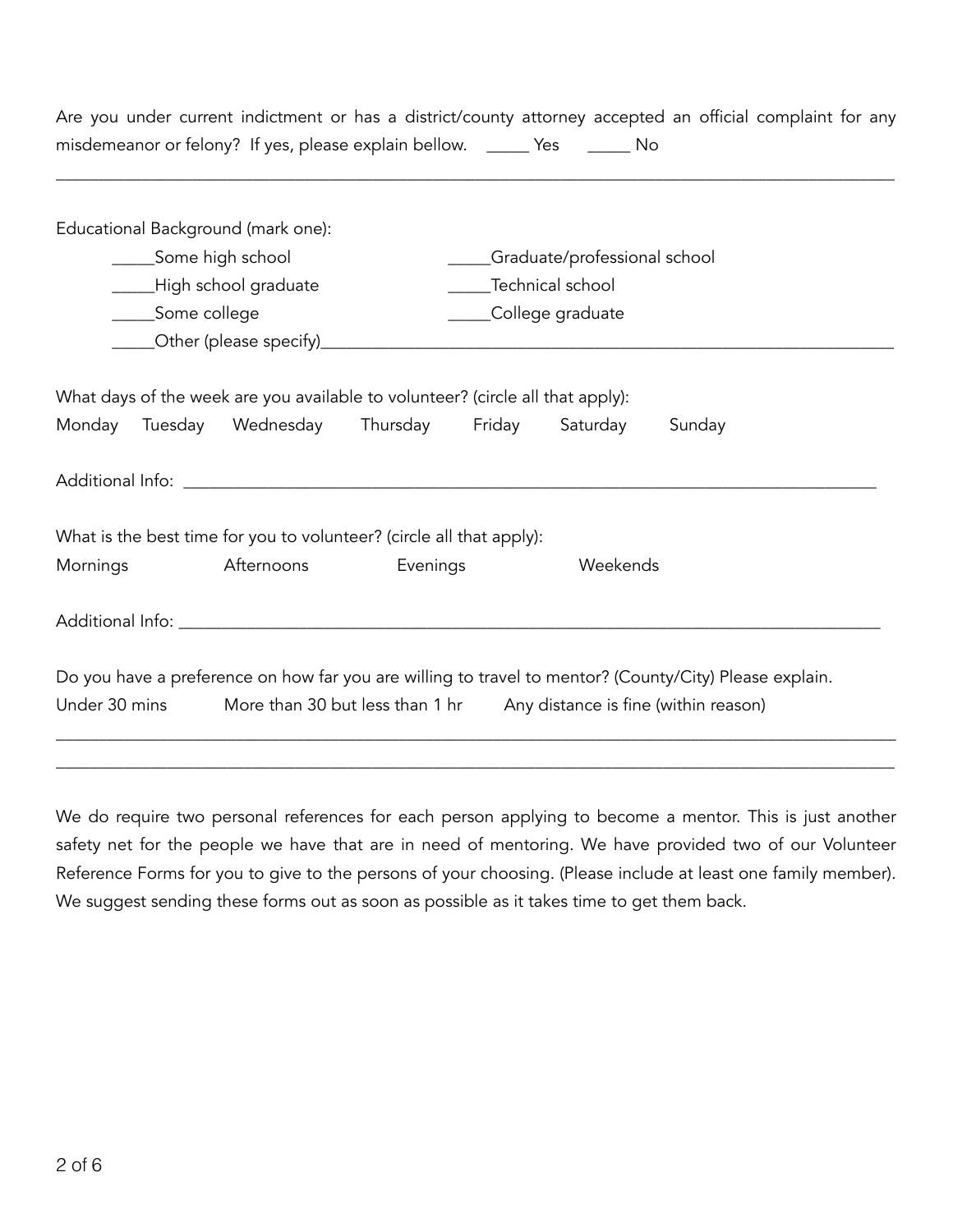Are you under current indictment or has a district/county attorney accepted an official complaint for any misdemeanor or felony? If yes, please explain bellow. _____ Yes _____ No

______________________________________________________________________________________

Educational Background (mark one):

_____Some high school

_____High school graduate

_____Some college

_____Graduate/professional school

_____Technical school

_____College graduate

_____Other (please specify)______________________________________________________________

What days of the week are you available to volunteer? (circle all that apply):

Monday Tuesday Wednesday Thursday Friday Saturday Sunday

Additional Info: ________________________________________________________________________

What is the best time for you to volunteer? (circle all that apply):

Mornings Afternoons Evenings Weekends

Additional Info: ________________________________________________________________________

Do you have a preference on how far you are willing to travel to mentor? (County/City) Please explain.

Under 30 mins More than 30 but less than 1 hr Any distance is fine (within reason)

______________________________________________________________________________________

______________________________________________________________________________________

We do require two personal references for each person applying to become a mentor. This is just another safety net for the people we have that are in need of mentoring. We have provided two of our Volunteer Reference Forms for you to give to the persons of your choosing. (Please include at least one family member). We suggest sending these forms out as soon as possible as it takes time to get them back.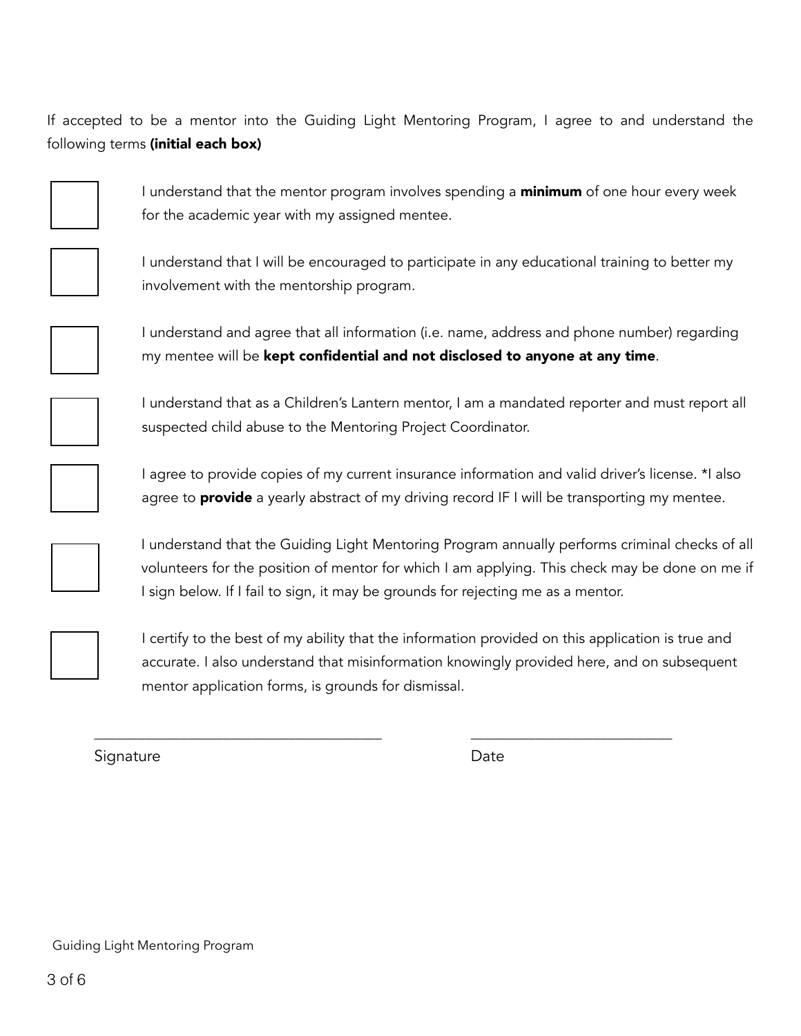If accepted to be a mentor into the Guiding Light Mentoring Program, I agree to and understand the following terms **(initial each box)**

☐ I understand that the mentor program involves spending a **minimum** of one hour every week for the academic year with my assigned mentee.

☐ I understand that I will be encouraged to participate in any educational training to better my involvement with the mentorship program.

☐ I understand and agree that all information (i.e. name, address and phone number) regarding my mentee will be **kept confidential and not disclosed to anyone at any time**.

☐ I understand that as a Children's Lantern mentor, I am a mandated reporter and must report all suspected child abuse to the Mentoring Project Coordinator.

☐ I agree to provide copies of my current insurance information and valid driver's license. *I also agree to **provide** a yearly abstract of my driving record IF I will be transporting my mentee.

☐ I understand that the Guiding Light Mentoring Program annually performs criminal checks of all volunteers for the position of mentor for which I am applying. This check may be done on me if I sign below. If I fail to sign, it may be grounds for rejecting me as a mentor.

☐ I certify to the best of my ability that the information provided on this application is true and accurate. I also understand that misinformation knowingly provided here, and on subsequent mentor application forms, is grounds for dismissal.

\_\_\_\_\_\_\_\_\_\_\_\_\_\_\_\_\_\_\_\_\_\_\_\_\_\_\_\_\_\_\_\_\_\_\_\_ \_\_\_\_\_\_\_\_\_\_\_\_\_\_\_\_\_\_\_\_\_\_\_\_\_\_

Signature Date

Guiding Light Mentoring Program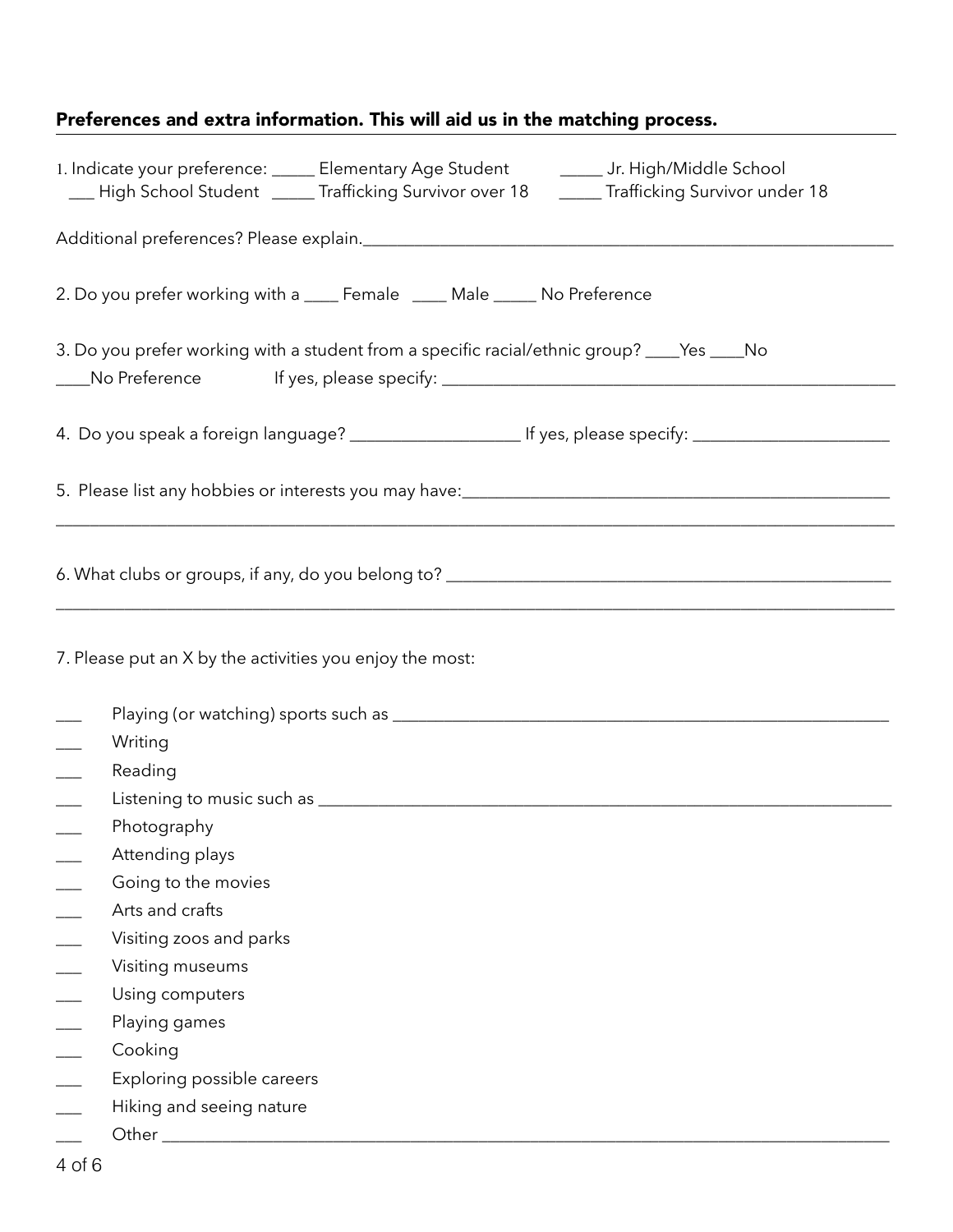**Preferences and extra information. This will aid us in the matching process.**

1. Indicate your preference: _____ Elementary Age Student _____ Jr. High/Middle School ___ High School Student _____ Trafficking Survivor over 18 _____ Trafficking Survivor under 18

Additional preferences? Please explain.______________________________________________________________

2. Do you prefer working with a ____ Female ____ Male _____ No Preference

3. Do you prefer working with a student from a specific racial/ethnic group? ____Yes ____No ____No Preference If yes, please specify: ___________________________________________________

4. Do you speak a foreign language? ___________________ If yes, please specify: _____________________

5. Please list any hobbies or interests you may have:_________________________________________________
____________________________________________________________________________________________

6. What clubs or groups, if any, do you belong to? __________________________________________________
____________________________________________________________________________________________

7. Please put an X by the activities you enjoy the most:

___ Playing (or watching) sports such as __________________________________________________________
___ Writing
___ Reading
___ Listening to music such as _______________________________________________________________
___ Photography
___ Attending plays
___ Going to the movies
___ Arts and crafts
___ Visiting zoos and parks
___ Visiting museums
___ Using computers
___ Playing games
___ Cooking
___ Exploring possible careers
___ Hiking and seeing nature
___ Other ____________________________________________________________________________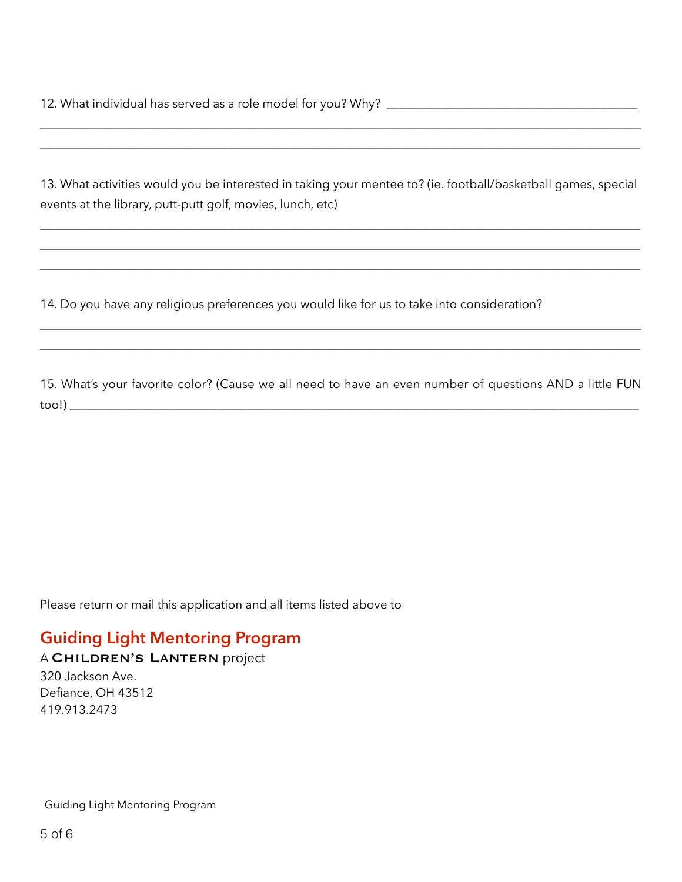12. What individual has served as a role model for you? Why? ________________________________________

________________________________________________________________________________________________

________________________________________________________________________________________________

13. What activities would you be interested in taking your mentee to? (ie. football/basketball games, special events at the library, putt-putt golf, movies, lunch, etc)

________________________________________________________________________________________________

________________________________________________________________________________________________

________________________________________________________________________________________________

14. Do you have any religious preferences you would like for us to take into consideration?

________________________________________________________________________________________________

________________________________________________________________________________________________

15. What's your favorite color? (Cause we all need to have an even number of questions AND a little FUN too!) ____________________________________________________________________________________

Please return or mail this application and all items listed above to

## Guiding Light Mentoring Program

A Children's Lantern project
320 Jackson Ave.
Defiance, OH 43512
419.913.2473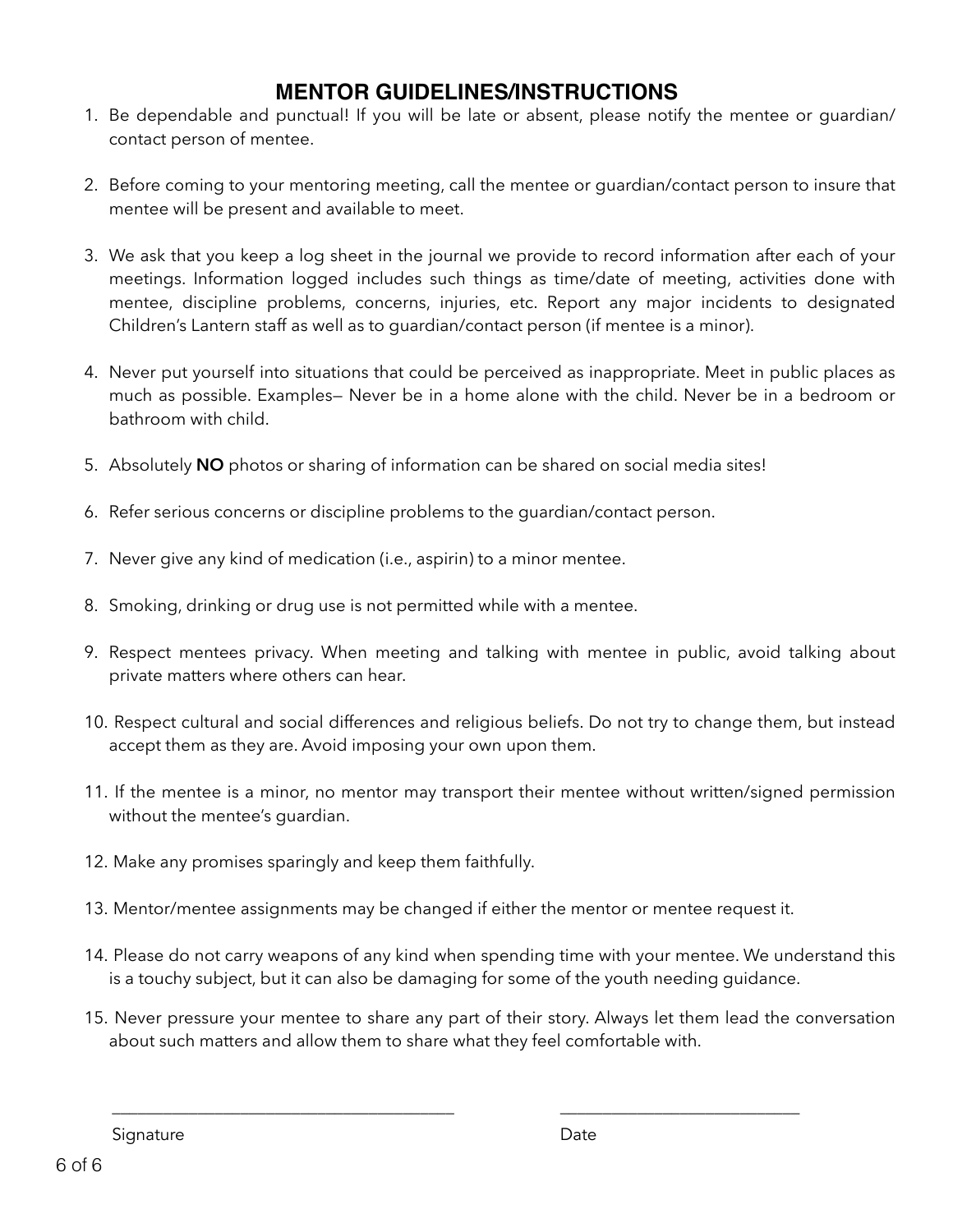## MENTOR GUIDELINES/INSTRUCTIONS

1. Be dependable and punctual! If you will be late or absent, please notify the mentee or guardian/ contact person of mentee.

2. Before coming to your mentoring meeting, call the mentee or guardian/contact person to insure that mentee will be present and available to meet.

3. We ask that you keep a log sheet in the journal we provide to record information after each of your meetings. Information logged includes such things as time/date of meeting, activities done with mentee, discipline problems, concerns, injuries, etc. Report any major incidents to designated Children's Lantern staff as well as to guardian/contact person (if mentee is a minor).

4. Never put yourself into situations that could be perceived as inappropriate. Meet in public places as much as possible. Examples— Never be in a home alone with the child. Never be in a bedroom or bathroom with child.

5. Absolutely **NO** photos or sharing of information can be shared on social media sites!

6. Refer serious concerns or discipline problems to the guardian/contact person.

7. Never give any kind of medication (i.e., aspirin) to a minor mentee.

8. Smoking, drinking or drug use is not permitted while with a mentee.

9. Respect mentees privacy. When meeting and talking with mentee in public, avoid talking about private matters where others can hear.

10. Respect cultural and social differences and religious beliefs. Do not try to change them, but instead accept them as they are. Avoid imposing your own upon them.

11. If the mentee is a minor, no mentor may transport their mentee without written/signed permission without the mentee's guardian.

12. Make any promises sparingly and keep them faithfully.

13. Mentor/mentee assignments may be changed if either the mentor or mentee request it.

14. Please do not carry weapons of any kind when spending time with your mentee. We understand this is a touchy subject, but it can also be damaging for some of the youth needing guidance.

15. Never pressure your mentee to share any part of their story. Always let them lead the conversation about such matters and allow them to share what they feel comfortable with.

\_\_\_\_\_\_\_\_\_\_\_\_\_\_\_\_\_\_\_\_\_\_\_\_\_\_\_\_\_\_\_\_\_\_\_\_\_\_\_\_ \_\_\_\_\_\_\_\_\_\_\_\_\_\_\_\_\_\_\_\_\_\_\_\_\_\_\_\_\_\_

Signature Date